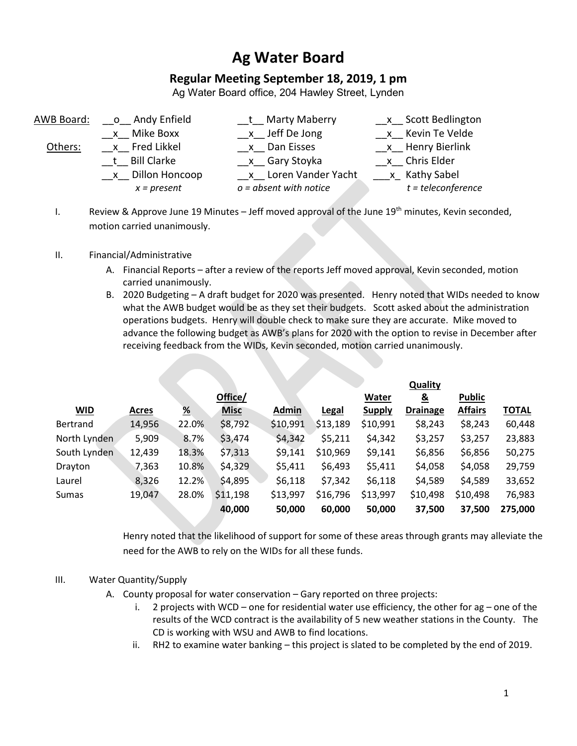# Ag Water Board

## Regular Meeting September 18, 2019, 1 pm

Ag Water Board office, 204 Hawley Street, Lynden

| | | | |
|---|---|---|---|
| AWB Board: | __o__ Andy Enfield | __t__ Marty Maberry | __x__ Scott Bedlington |
| | __x__ Mike Boxx | __x__ Jeff De Jong | __x__ Kevin Te Velde |
| Others: | __x__ Fred Likkel | __x__ Dan Eisses | __x__ Henry Bierlink |
| | __t__ Bill Clarke | __x__ Gary Stoyka | __x__ Chris Elder |
| | __x__ Dillon Honcoop | __x__ Loren Vander Yacht | ___x_ Kathy Sabel |
| | *x = present* | *o = absent with notice* | *t = teleconference* |

I. Review & Approve June 19 Minutes – Jeff moved approval of the June 19th minutes, Kevin seconded, motion carried unanimously.

II. Financial/Administrative

A. Financial Reports – after a review of the reports Jeff moved approval, Kevin seconded, motion carried unanimously.

B. 2020 Budgeting – A draft budget for 2020 was presented. Henry noted that WIDs needed to know what the AWB budget would be as they set their budgets. Scott asked about the administration operations budgets. Henry will double check to make sure they are accurate. Mike moved to advance the following budget as AWB's plans for 2020 with the option to revise in December after receiving feedback from the WIDs, Kevin seconded, motion carried unanimously.

| WID | Acres | % | Office/ Misc | Admin | Legal | Water Supply | Quality & Drainage | Public Affairs | TOTAL |
|---|---|---|---|---|---|---|---|---|---|
| Bertrand | 14,956 | 22.0% | $8,792 | $10,991 | $13,189 | $10,991 | $8,243 | $8,243 | 60,448 |
| North Lynden | 5,909 | 8.7% | $3,474 | $4,342 | $5,211 | $4,342 | $3,257 | $3,257 | 23,883 |
| South Lynden | 12,439 | 18.3% | $7,313 | $9,141 | $10,969 | $9,141 | $6,856 | $6,856 | 50,275 |
| Drayton | 7,363 | 10.8% | $4,329 | $5,411 | $6,493 | $5,411 | $4,058 | $4,058 | 29,759 |
| Laurel | 8,326 | 12.2% | $4,895 | $6,118 | $7,342 | $6,118 | $4,589 | $4,589 | 33,652 |
| Sumas | 19,047 | 28.0% | $11,198 | $13,997 | $16,796 | $13,997 | $10,498 | $10,498 | 76,983 |
| | | | **40,000** | **50,000** | **60,000** | **50,000** | **37,500** | **37,500** | **275,000** |

Henry noted that the likelihood of support for some of these areas through grants may alleviate the need for the AWB to rely on the WIDs for all these funds.

III. Water Quantity/Supply

A. County proposal for water conservation – Gary reported on three projects:

i. 2 projects with WCD – one for residential water use efficiency, the other for ag – one of the results of the WCD contract is the availability of 5 new weather stations in the County. The CD is working with WSU and AWB to find locations.

ii. RH2 to examine water banking – this project is slated to be completed by the end of 2019.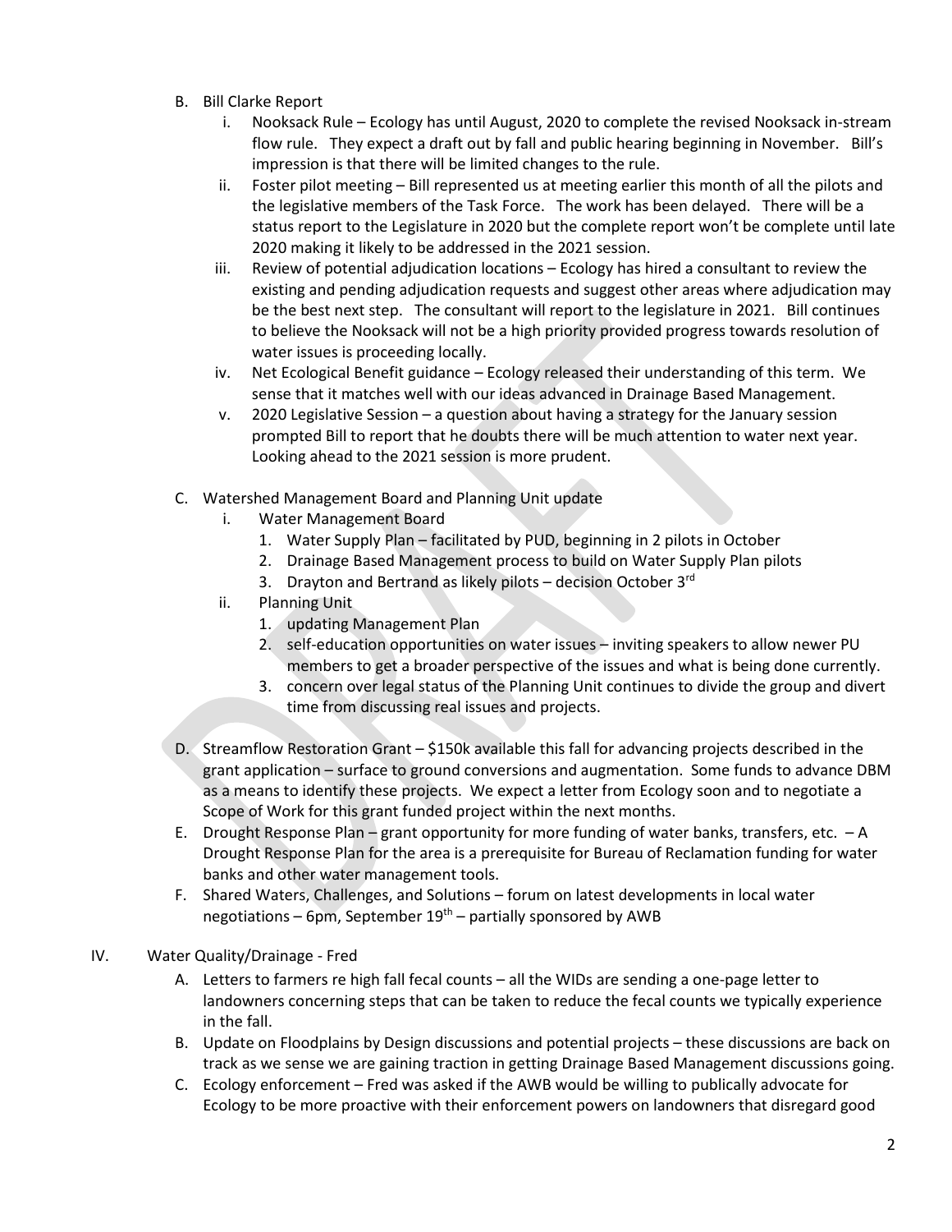B. Bill Clarke Report

   i. Nooksack Rule – Ecology has until August, 2020 to complete the revised Nooksack in-stream flow rule. They expect a draft out by fall and public hearing beginning in November. Bill's impression is that there will be limited changes to the rule.

   ii. Foster pilot meeting – Bill represented us at meeting earlier this month of all the pilots and the legislative members of the Task Force. The work has been delayed. There will be a status report to the Legislature in 2020 but the complete report won't be complete until late 2020 making it likely to be addressed in the 2021 session.

   iii. Review of potential adjudication locations – Ecology has hired a consultant to review the existing and pending adjudication requests and suggest other areas where adjudication may be the best next step. The consultant will report to the legislature in 2021. Bill continues to believe the Nooksack will not be a high priority provided progress towards resolution of water issues is proceeding locally.

   iv. Net Ecological Benefit guidance – Ecology released their understanding of this term. We sense that it matches well with our ideas advanced in Drainage Based Management.

   v. 2020 Legislative Session – a question about having a strategy for the January session prompted Bill to report that he doubts there will be much attention to water next year. Looking ahead to the 2021 session is more prudent.

C. Watershed Management Board and Planning Unit update

   i. Water Management Board
      1. Water Supply Plan – facilitated by PUD, beginning in 2 pilots in October
      2. Drainage Based Management process to build on Water Supply Plan pilots
      3. Drayton and Bertrand as likely pilots – decision October 3rd

   ii. Planning Unit
      1. updating Management Plan
      2. self-education opportunities on water issues – inviting speakers to allow newer PU members to get a broader perspective of the issues and what is being done currently.
      3. concern over legal status of the Planning Unit continues to divide the group and divert time from discussing real issues and projects.

D. Streamflow Restoration Grant – $150k available this fall for advancing projects described in the grant application – surface to ground conversions and augmentation. Some funds to advance DBM as a means to identify these projects. We expect a letter from Ecology soon and to negotiate a Scope of Work for this grant funded project within the next months.

E. Drought Response Plan – grant opportunity for more funding of water banks, transfers, etc. – A Drought Response Plan for the area is a prerequisite for Bureau of Reclamation funding for water banks and other water management tools.

F. Shared Waters, Challenges, and Solutions – forum on latest developments in local water negotiations – 6pm, September 19th – partially sponsored by AWB

IV. Water Quality/Drainage - Fred

   A. Letters to farmers re high fall fecal counts – all the WIDs are sending a one-page letter to landowners concerning steps that can be taken to reduce the fecal counts we typically experience in the fall.

   B. Update on Floodplains by Design discussions and potential projects – these discussions are back on track as we sense we are gaining traction in getting Drainage Based Management discussions going.

   C. Ecology enforcement – Fred was asked if the AWB would be willing to publically advocate for Ecology to be more proactive with their enforcement powers on landowners that disregard good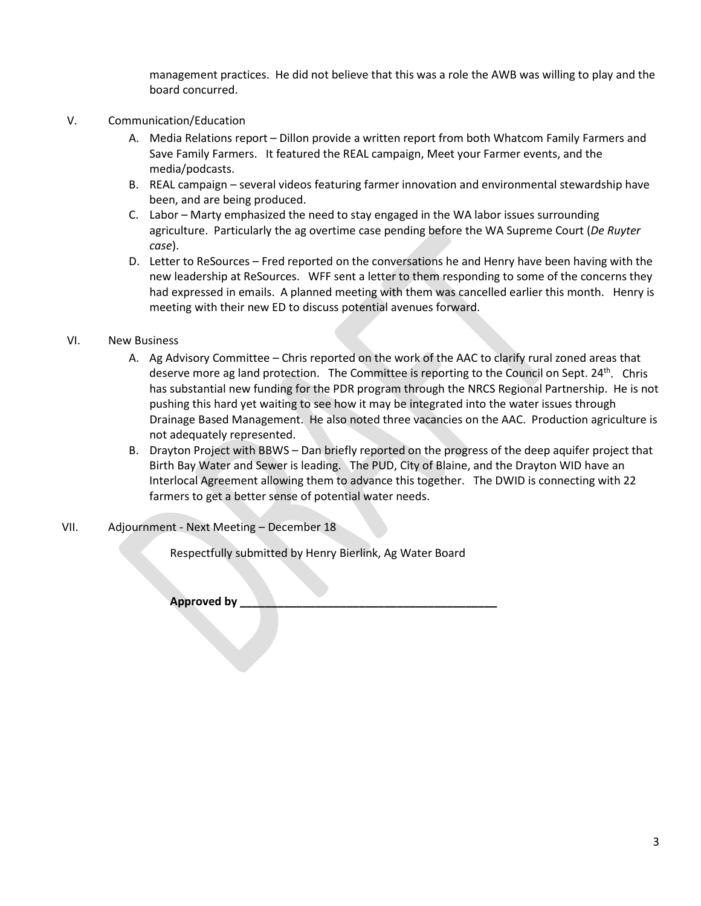management practices. He did not believe that this was a role the AWB was willing to play and the board concurred.

V. Communication/Education

   A. Media Relations report – Dillon provide a written report from both Whatcom Family Farmers and Save Family Farmers. It featured the REAL campaign, Meet your Farmer events, and the media/podcasts.
   B. REAL campaign – several videos featuring farmer innovation and environmental stewardship have been, and are being produced.
   C. Labor – Marty emphasized the need to stay engaged in the WA labor issues surrounding agriculture. Particularly the ag overtime case pending before the WA Supreme Court (*De Ruyter case*).
   D. Letter to ReSources – Fred reported on the conversations he and Henry have been having with the new leadership at ReSources. WFF sent a letter to them responding to some of the concerns they had expressed in emails. A planned meeting with them was cancelled earlier this month. Henry is meeting with their new ED to discuss potential avenues forward.

VI. New Business

   A. Ag Advisory Committee – Chris reported on the work of the AAC to clarify rural zoned areas that deserve more ag land protection. The Committee is reporting to the Council on Sept. 24th. Chris has substantial new funding for the PDR program through the NRCS Regional Partnership. He is not pushing this hard yet waiting to see how it may be integrated into the water issues through Drainage Based Management. He also noted three vacancies on the AAC. Production agriculture is not adequately represented.
   B. Drayton Project with BBWS – Dan briefly reported on the progress of the deep aquifer project that Birth Bay Water and Sewer is leading. The PUD, City of Blaine, and the Drayton WID have an Interlocal Agreement allowing them to advance this together. The DWID is connecting with 22 farmers to get a better sense of potential water needs.

VII. Adjournment - Next Meeting – December 18

Respectfully submitted by Henry Bierlink, Ag Water Board

**Approved by \_\_\_\_\_\_\_\_\_\_\_\_\_\_\_\_\_\_\_\_\_\_\_\_\_\_\_\_\_\_\_\_\_\_\_\_\_\_\_\_**